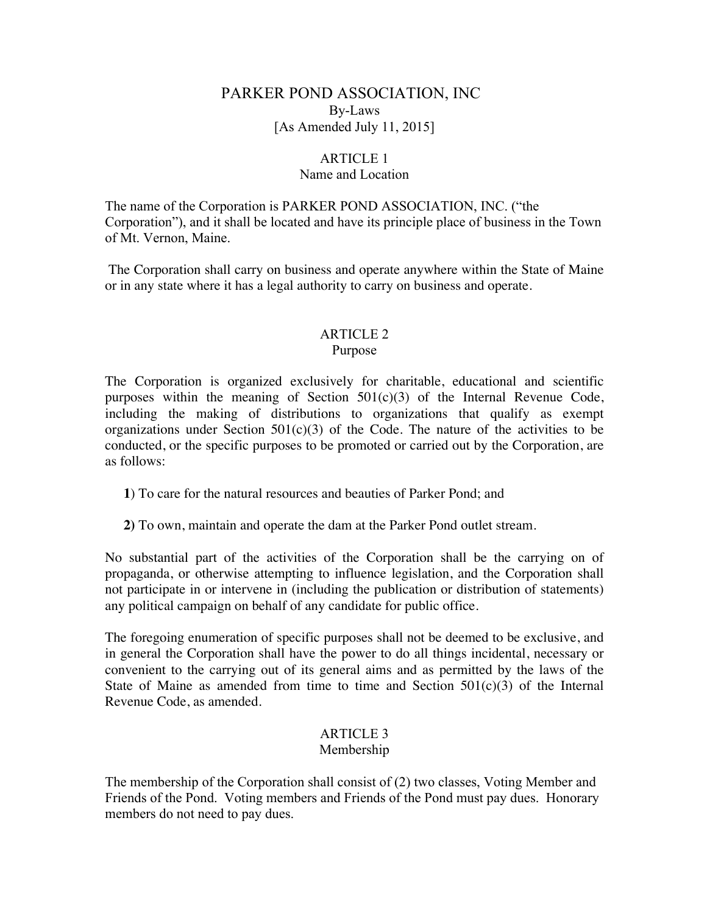# PARKER POND ASSOCIATION, INC

By-Laws

[As Amended July 11, 2015]

## ARTICLE 1
### Name and Location

The name of the Corporation is PARKER POND ASSOCIATION, INC. ("the Corporation"), and it shall be located and have its principle place of business in the Town of Mt. Vernon, Maine.

The Corporation shall carry on business and operate anywhere within the State of Maine or in any state where it has a legal authority to carry on business and operate.

## ARTICLE 2
### Purpose

The Corporation is organized exclusively for charitable, educational and scientific purposes within the meaning of Section 501(c)(3) of the Internal Revenue Code, including the making of distributions to organizations that qualify as exempt organizations under Section 501(c)(3) of the Code. The nature of the activities to be conducted, or the specific purposes to be promoted or carried out by the Corporation, are as follows:

**1**) To care for the natural resources and beauties of Parker Pond; and

**2)** To own, maintain and operate the dam at the Parker Pond outlet stream.

No substantial part of the activities of the Corporation shall be the carrying on of propaganda, or otherwise attempting to influence legislation, and the Corporation shall not participate in or intervene in (including the publication or distribution of statements) any political campaign on behalf of any candidate for public office.

The foregoing enumeration of specific purposes shall not be deemed to be exclusive, and in general the Corporation shall have the power to do all things incidental, necessary or convenient to the carrying out of its general aims and as permitted by the laws of the State of Maine as amended from time to time and Section 501(c)(3) of the Internal Revenue Code, as amended.

## ARTICLE 3
### Membership

The membership of the Corporation shall consist of (2) two classes, Voting Member and Friends of the Pond. Voting members and Friends of the Pond must pay dues. Honorary members do not need to pay dues.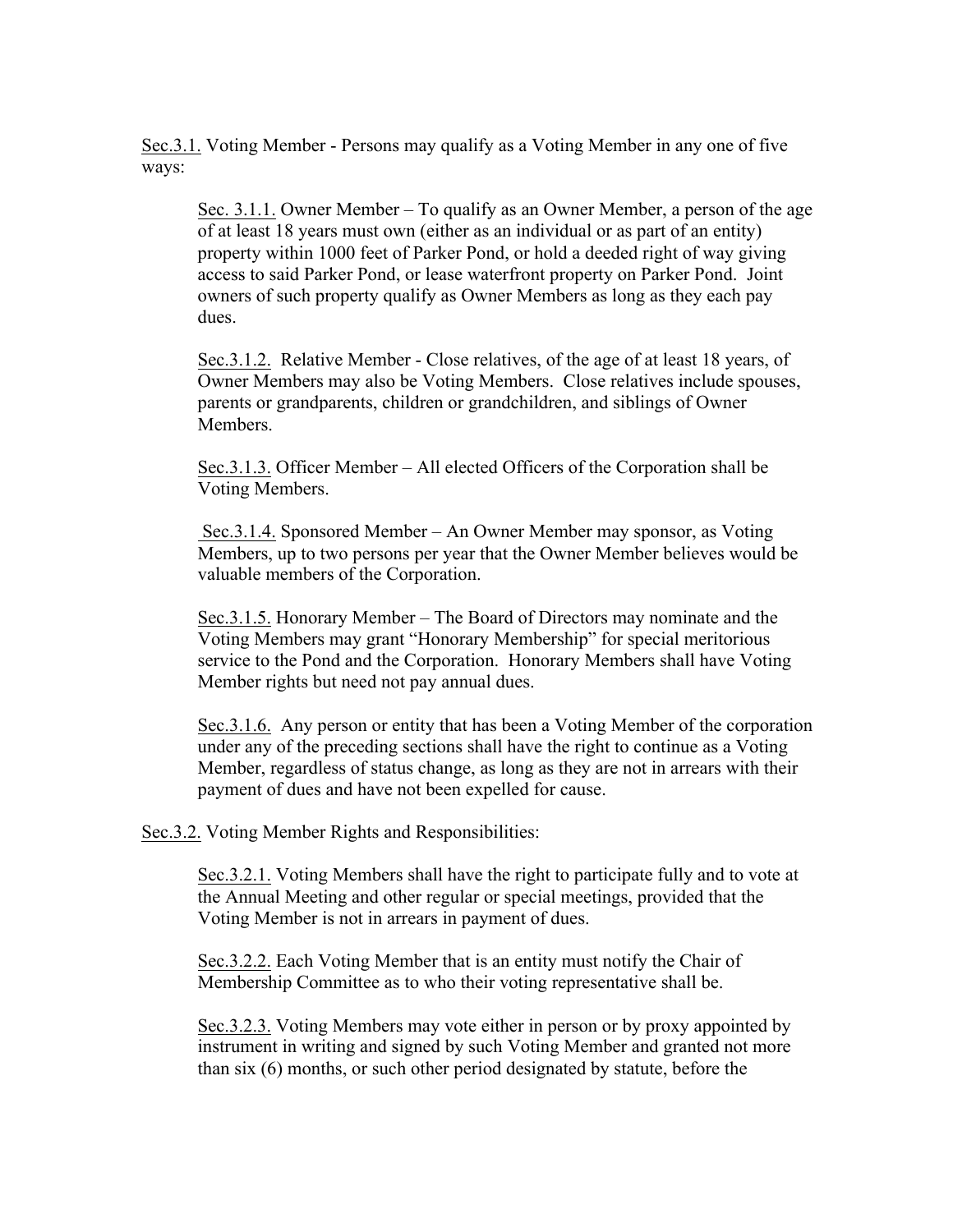Sec.3.1. Voting Member - Persons may qualify as a Voting Member in any one of five ways:

> Sec. 3.1.1. Owner Member – To qualify as an Owner Member, a person of the age of at least 18 years must own (either as an individual or as part of an entity) property within 1000 feet of Parker Pond, or hold a deeded right of way giving access to said Parker Pond, or lease waterfront property on Parker Pond. Joint owners of such property qualify as Owner Members as long as they each pay dues.
>
> Sec.3.1.2. Relative Member - Close relatives, of the age of at least 18 years, of Owner Members may also be Voting Members. Close relatives include spouses, parents or grandparents, children or grandchildren, and siblings of Owner Members.
>
> Sec.3.1.3. Officer Member – All elected Officers of the Corporation shall be Voting Members.
>
> Sec.3.1.4. Sponsored Member – An Owner Member may sponsor, as Voting Members, up to two persons per year that the Owner Member believes would be valuable members of the Corporation.
>
> Sec.3.1.5. Honorary Member – The Board of Directors may nominate and the Voting Members may grant "Honorary Membership" for special meritorious service to the Pond and the Corporation. Honorary Members shall have Voting Member rights but need not pay annual dues.
>
> Sec.3.1.6. Any person or entity that has been a Voting Member of the corporation under any of the preceding sections shall have the right to continue as a Voting Member, regardless of status change, as long as they are not in arrears with their payment of dues and have not been expelled for cause.

Sec.3.2. Voting Member Rights and Responsibilities:

> Sec.3.2.1. Voting Members shall have the right to participate fully and to vote at the Annual Meeting and other regular or special meetings, provided that the Voting Member is not in arrears in payment of dues.
>
> Sec.3.2.2. Each Voting Member that is an entity must notify the Chair of Membership Committee as to who their voting representative shall be.
>
> Sec.3.2.3. Voting Members may vote either in person or by proxy appointed by instrument in writing and signed by such Voting Member and granted not more than six (6) months, or such other period designated by statute, before the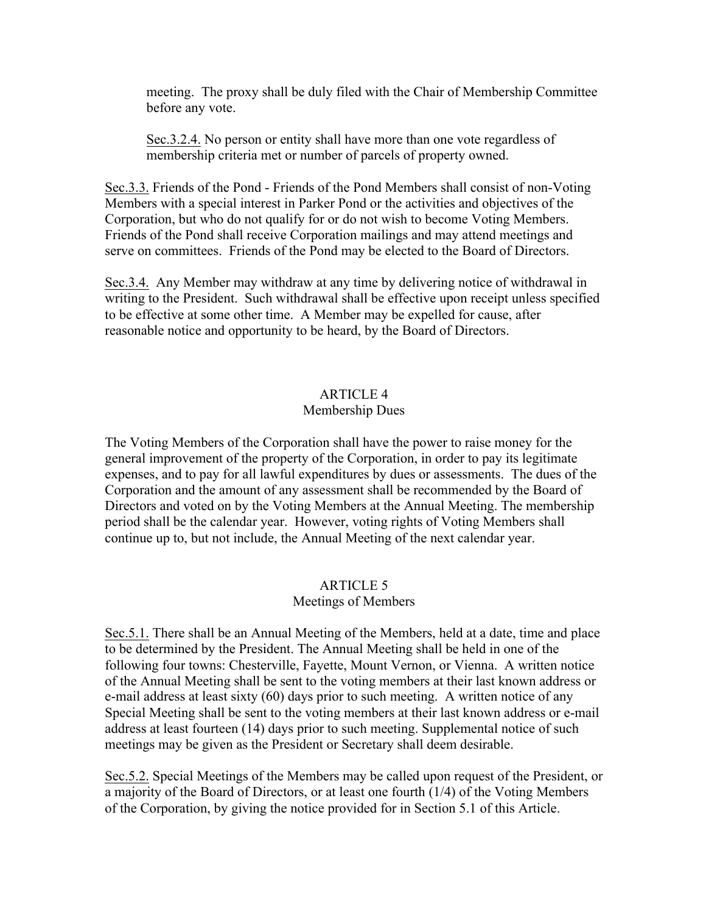meeting. The proxy shall be duly filed with the Chair of Membership Committee before any vote.

<u>Sec.3.2.4.</u> No person or entity shall have more than one vote regardless of membership criteria met or number of parcels of property owned.

<u>Sec.3.3.</u> Friends of the Pond - Friends of the Pond Members shall consist of non-Voting Members with a special interest in Parker Pond or the activities and objectives of the Corporation, but who do not qualify for or do not wish to become Voting Members. Friends of the Pond shall receive Corporation mailings and may attend meetings and serve on committees. Friends of the Pond may be elected to the Board of Directors.

<u>Sec.3.4.</u> Any Member may withdraw at any time by delivering notice of withdrawal in writing to the President. Such withdrawal shall be effective upon receipt unless specified to be effective at some other time. A Member may be expelled for cause, after reasonable notice and opportunity to be heard, by the Board of Directors.

## ARTICLE 4
### Membership Dues

The Voting Members of the Corporation shall have the power to raise money for the general improvement of the property of the Corporation, in order to pay its legitimate expenses, and to pay for all lawful expenditures by dues or assessments. The dues of the Corporation and the amount of any assessment shall be recommended by the Board of Directors and voted on by the Voting Members at the Annual Meeting. The membership period shall be the calendar year. However, voting rights of Voting Members shall continue up to, but not include, the Annual Meeting of the next calendar year.

## ARTICLE 5
### Meetings of Members

<u>Sec.5.1.</u> There shall be an Annual Meeting of the Members, held at a date, time and place to be determined by the President. The Annual Meeting shall be held in one of the following four towns: Chesterville, Fayette, Mount Vernon, or Vienna. A written notice of the Annual Meeting shall be sent to the voting members at their last known address or e-mail address at least sixty (60) days prior to such meeting. A written notice of any Special Meeting shall be sent to the voting members at their last known address or e-mail address at least fourteen (14) days prior to such meeting. Supplemental notice of such meetings may be given as the President or Secretary shall deem desirable.

<u>Sec.5.2.</u> Special Meetings of the Members may be called upon request of the President, or a majority of the Board of Directors, or at least one fourth (1/4) of the Voting Members of the Corporation, by giving the notice provided for in Section 5.1 of this Article.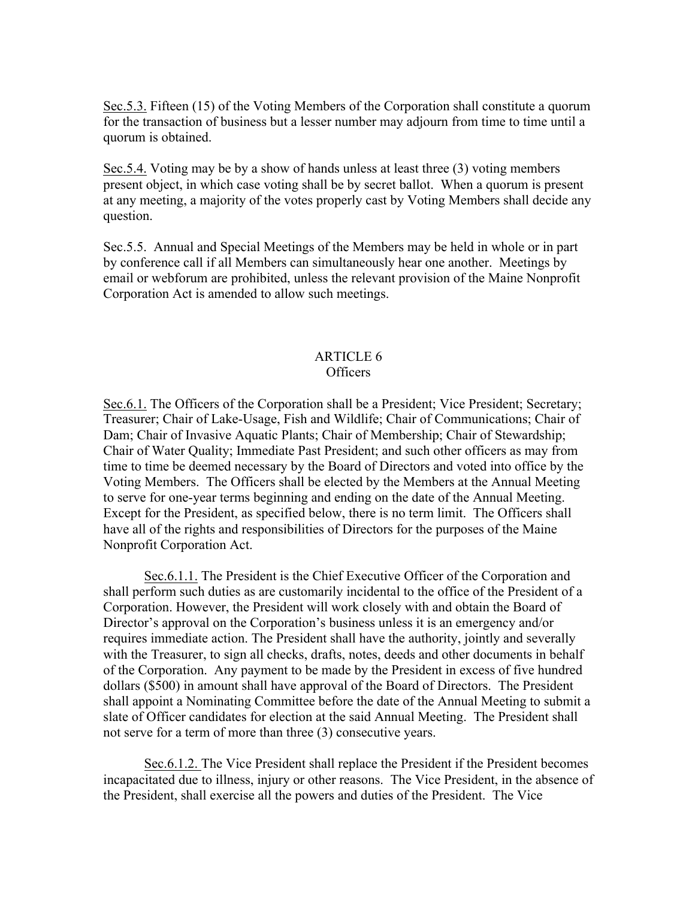Sec.5.3. Fifteen (15) of the Voting Members of the Corporation shall constitute a quorum for the transaction of business but a lesser number may adjourn from time to time until a quorum is obtained.

Sec.5.4. Voting may be by a show of hands unless at least three (3) voting members present object, in which case voting shall be by secret ballot. When a quorum is present at any meeting, a majority of the votes properly cast by Voting Members shall decide any question.

Sec.5.5. Annual and Special Meetings of the Members may be held in whole or in part by conference call if all Members can simultaneously hear one another. Meetings by email or webforum are prohibited, unless the relevant provision of the Maine Nonprofit Corporation Act is amended to allow such meetings.

## ARTICLE 6
## Officers

Sec.6.1. The Officers of the Corporation shall be a President; Vice President; Secretary; Treasurer; Chair of Lake-Usage, Fish and Wildlife; Chair of Communications; Chair of Dam; Chair of Invasive Aquatic Plants; Chair of Membership; Chair of Stewardship; Chair of Water Quality; Immediate Past President; and such other officers as may from time to time be deemed necessary by the Board of Directors and voted into office by the Voting Members. The Officers shall be elected by the Members at the Annual Meeting to serve for one-year terms beginning and ending on the date of the Annual Meeting. Except for the President, as specified below, there is no term limit. The Officers shall have all of the rights and responsibilities of Directors for the purposes of the Maine Nonprofit Corporation Act.

Sec.6.1.1. The President is the Chief Executive Officer of the Corporation and shall perform such duties as are customarily incidental to the office of the President of a Corporation. However, the President will work closely with and obtain the Board of Director's approval on the Corporation's business unless it is an emergency and/or requires immediate action. The President shall have the authority, jointly and severally with the Treasurer, to sign all checks, drafts, notes, deeds and other documents in behalf of the Corporation. Any payment to be made by the President in excess of five hundred dollars ($500) in amount shall have approval of the Board of Directors. The President shall appoint a Nominating Committee before the date of the Annual Meeting to submit a slate of Officer candidates for election at the said Annual Meeting. The President shall not serve for a term of more than three (3) consecutive years.

Sec.6.1.2. The Vice President shall replace the President if the President becomes incapacitated due to illness, injury or other reasons. The Vice President, in the absence of the President, shall exercise all the powers and duties of the President. The Vice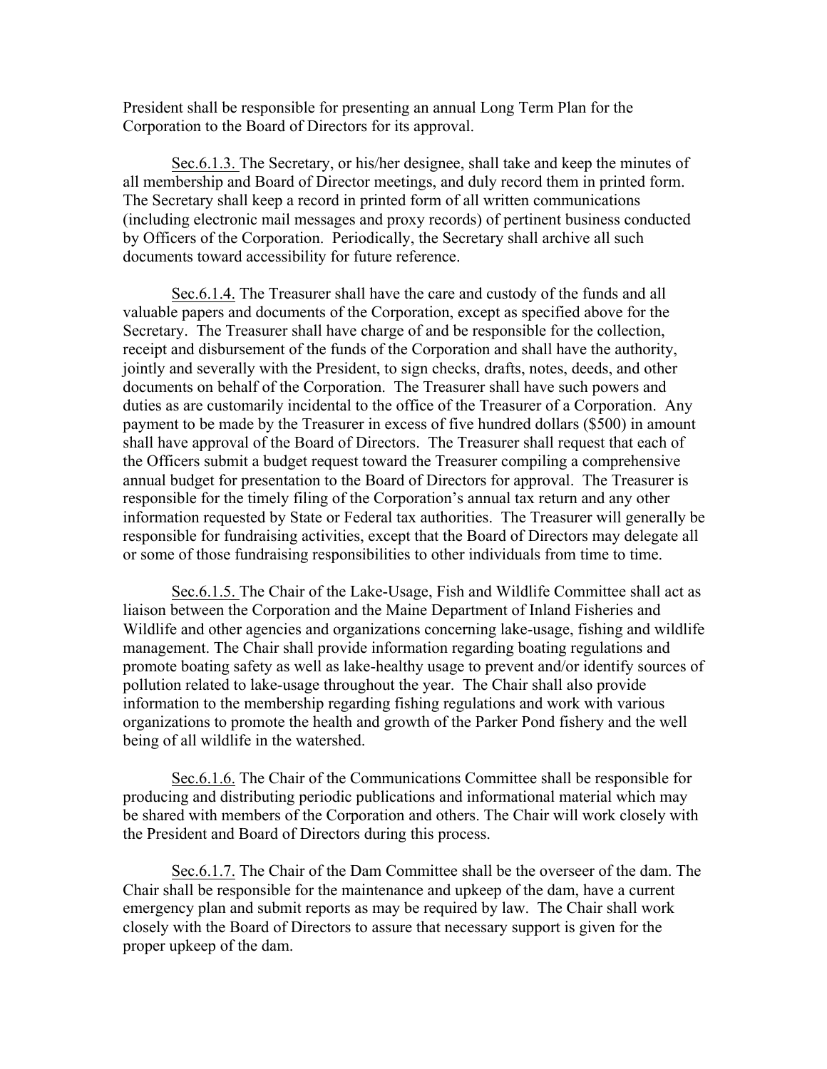President shall be responsible for presenting an annual Long Term Plan for the Corporation to the Board of Directors for its approval.

Sec.6.1.3. The Secretary, or his/her designee, shall take and keep the minutes of all membership and Board of Director meetings, and duly record them in printed form. The Secretary shall keep a record in printed form of all written communications (including electronic mail messages and proxy records) of pertinent business conducted by Officers of the Corporation. Periodically, the Secretary shall archive all such documents toward accessibility for future reference.

Sec.6.1.4. The Treasurer shall have the care and custody of the funds and all valuable papers and documents of the Corporation, except as specified above for the Secretary. The Treasurer shall have charge of and be responsible for the collection, receipt and disbursement of the funds of the Corporation and shall have the authority, jointly and severally with the President, to sign checks, drafts, notes, deeds, and other documents on behalf of the Corporation. The Treasurer shall have such powers and duties as are customarily incidental to the office of the Treasurer of a Corporation. Any payment to be made by the Treasurer in excess of five hundred dollars ($500) in amount shall have approval of the Board of Directors. The Treasurer shall request that each of the Officers submit a budget request toward the Treasurer compiling a comprehensive annual budget for presentation to the Board of Directors for approval. The Treasurer is responsible for the timely filing of the Corporation's annual tax return and any other information requested by State or Federal tax authorities. The Treasurer will generally be responsible for fundraising activities, except that the Board of Directors may delegate all or some of those fundraising responsibilities to other individuals from time to time.

Sec.6.1.5. The Chair of the Lake-Usage, Fish and Wildlife Committee shall act as liaison between the Corporation and the Maine Department of Inland Fisheries and Wildlife and other agencies and organizations concerning lake-usage, fishing and wildlife management. The Chair shall provide information regarding boating regulations and promote boating safety as well as lake-healthy usage to prevent and/or identify sources of pollution related to lake-usage throughout the year. The Chair shall also provide information to the membership regarding fishing regulations and work with various organizations to promote the health and growth of the Parker Pond fishery and the well being of all wildlife in the watershed.

Sec.6.1.6. The Chair of the Communications Committee shall be responsible for producing and distributing periodic publications and informational material which may be shared with members of the Corporation and others. The Chair will work closely with the President and Board of Directors during this process.

Sec.6.1.7. The Chair of the Dam Committee shall be the overseer of the dam. The Chair shall be responsible for the maintenance and upkeep of the dam, have a current emergency plan and submit reports as may be required by law. The Chair shall work closely with the Board of Directors to assure that necessary support is given for the proper upkeep of the dam.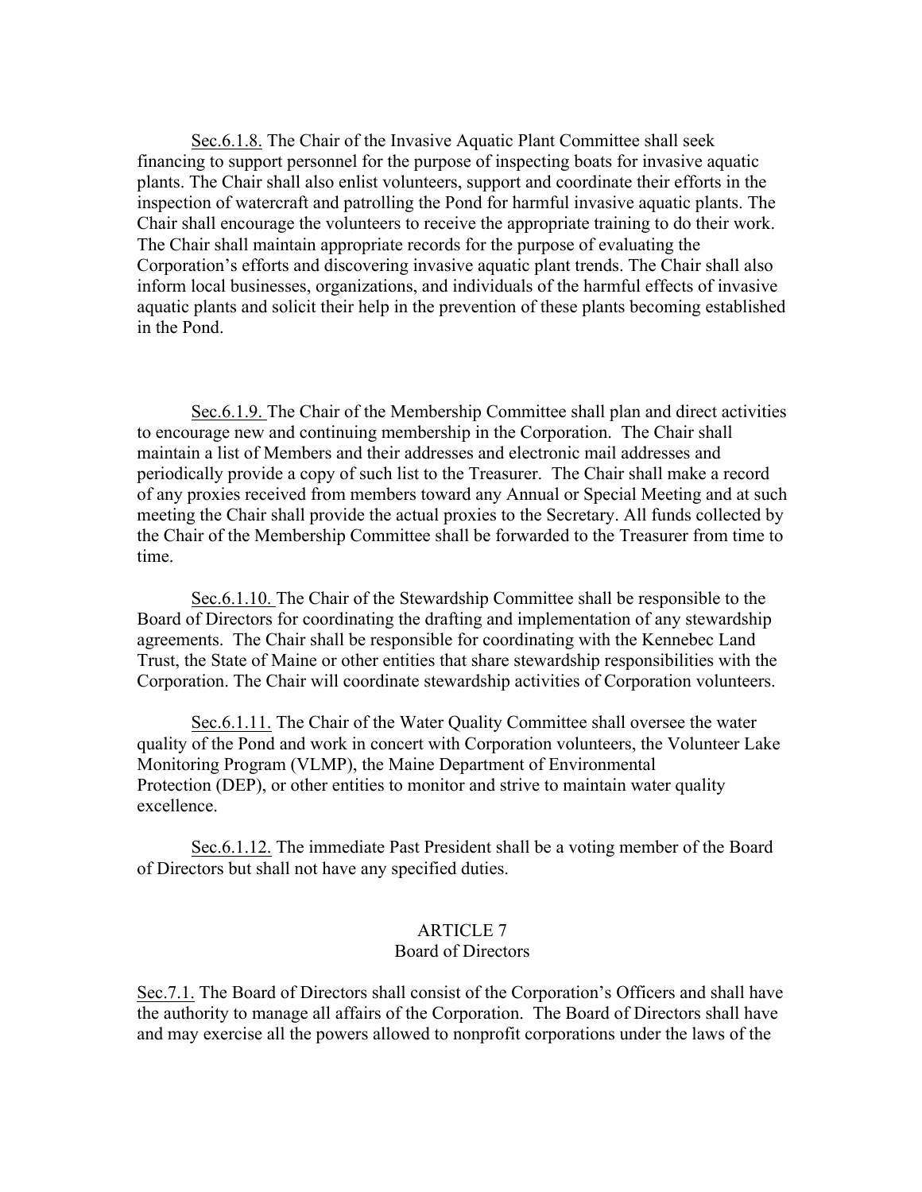Sec.6.1.8. The Chair of the Invasive Aquatic Plant Committee shall seek financing to support personnel for the purpose of inspecting boats for invasive aquatic plants. The Chair shall also enlist volunteers, support and coordinate their efforts in the inspection of watercraft and patrolling the Pond for harmful invasive aquatic plants. The Chair shall encourage the volunteers to receive the appropriate training to do their work. The Chair shall maintain appropriate records for the purpose of evaluating the Corporation's efforts and discovering invasive aquatic plant trends. The Chair shall also inform local businesses, organizations, and individuals of the harmful effects of invasive aquatic plants and solicit their help in the prevention of these plants becoming established in the Pond.

Sec.6.1.9. The Chair of the Membership Committee shall plan and direct activities to encourage new and continuing membership in the Corporation. The Chair shall maintain a list of Members and their addresses and electronic mail addresses and periodically provide a copy of such list to the Treasurer. The Chair shall make a record of any proxies received from members toward any Annual or Special Meeting and at such meeting the Chair shall provide the actual proxies to the Secretary. All funds collected by the Chair of the Membership Committee shall be forwarded to the Treasurer from time to time.

Sec.6.1.10. The Chair of the Stewardship Committee shall be responsible to the Board of Directors for coordinating the drafting and implementation of any stewardship agreements. The Chair shall be responsible for coordinating with the Kennebec Land Trust, the State of Maine or other entities that share stewardship responsibilities with the Corporation. The Chair will coordinate stewardship activities of Corporation volunteers.

Sec.6.1.11. The Chair of the Water Quality Committee shall oversee the water quality of the Pond and work in concert with Corporation volunteers, the Volunteer Lake Monitoring Program (VLMP), the Maine Department of Environmental Protection (DEP), or other entities to monitor and strive to maintain water quality excellence.

Sec.6.1.12. The immediate Past President shall be a voting member of the Board of Directors but shall not have any specified duties.

## ARTICLE 7
## Board of Directors

Sec.7.1. The Board of Directors shall consist of the Corporation's Officers and shall have the authority to manage all affairs of the Corporation. The Board of Directors shall have and may exercise all the powers allowed to nonprofit corporations under the laws of the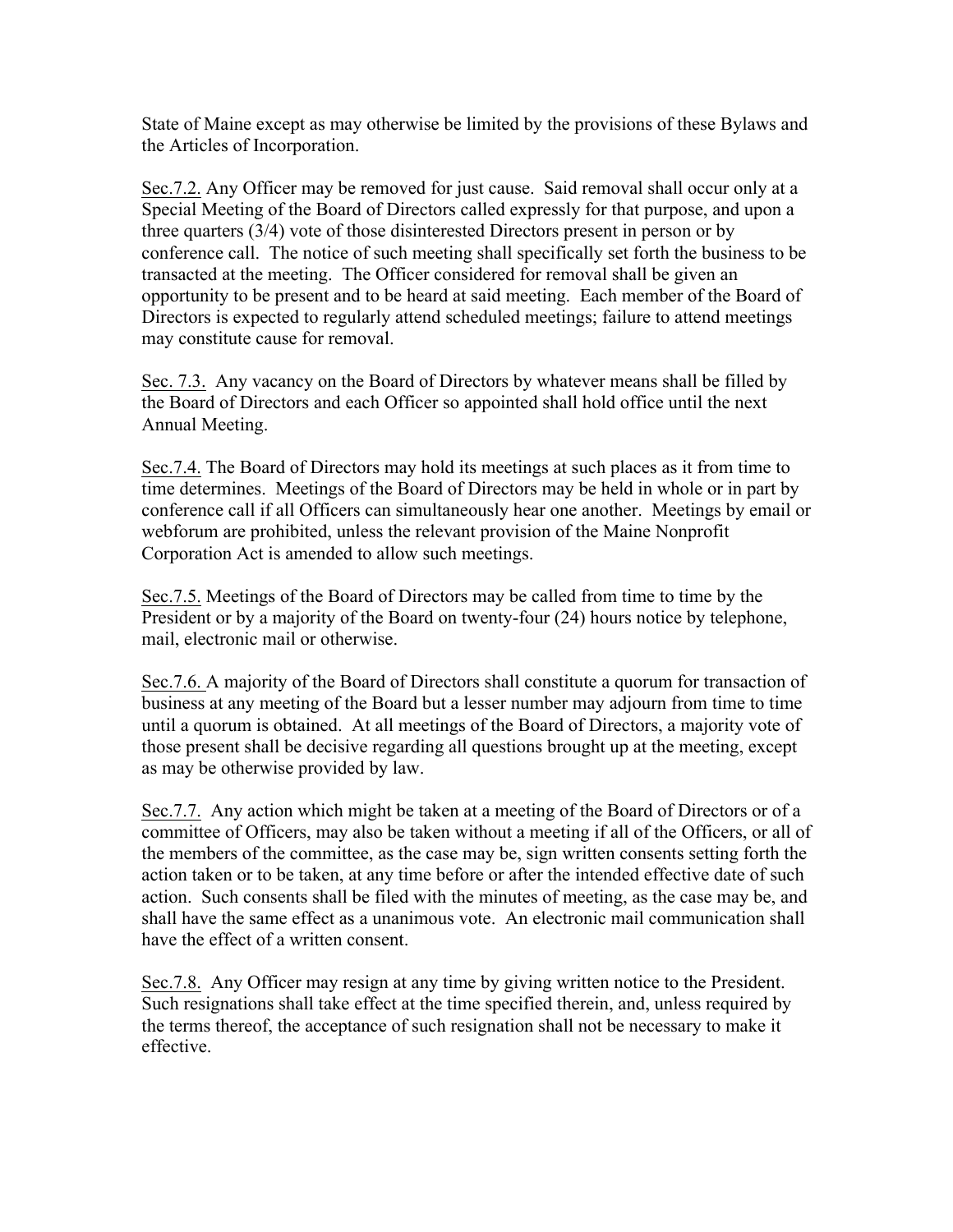State of Maine except as may otherwise be limited by the provisions of these Bylaws and the Articles of Incorporation.

<u>Sec.7.2.</u> Any Officer may be removed for just cause. Said removal shall occur only at a Special Meeting of the Board of Directors called expressly for that purpose, and upon a three quarters (3/4) vote of those disinterested Directors present in person or by conference call. The notice of such meeting shall specifically set forth the business to be transacted at the meeting. The Officer considered for removal shall be given an opportunity to be present and to be heard at said meeting. Each member of the Board of Directors is expected to regularly attend scheduled meetings; failure to attend meetings may constitute cause for removal.

<u>Sec. 7.3.</u> Any vacancy on the Board of Directors by whatever means shall be filled by the Board of Directors and each Officer so appointed shall hold office until the next Annual Meeting.

<u>Sec.7.4.</u> The Board of Directors may hold its meetings at such places as it from time to time determines. Meetings of the Board of Directors may be held in whole or in part by conference call if all Officers can simultaneously hear one another. Meetings by email or webforum are prohibited, unless the relevant provision of the Maine Nonprofit Corporation Act is amended to allow such meetings.

<u>Sec.7.5.</u> Meetings of the Board of Directors may be called from time to time by the President or by a majority of the Board on twenty-four (24) hours notice by telephone, mail, electronic mail or otherwise.

<u>Sec.7.6.</u> A majority of the Board of Directors shall constitute a quorum for transaction of business at any meeting of the Board but a lesser number may adjourn from time to time until a quorum is obtained. At all meetings of the Board of Directors, a majority vote of those present shall be decisive regarding all questions brought up at the meeting, except as may be otherwise provided by law.

<u>Sec.7.7.</u> Any action which might be taken at a meeting of the Board of Directors or of a committee of Officers, may also be taken without a meeting if all of the Officers, or all of the members of the committee, as the case may be, sign written consents setting forth the action taken or to be taken, at any time before or after the intended effective date of such action. Such consents shall be filed with the minutes of meeting, as the case may be, and shall have the same effect as a unanimous vote. An electronic mail communication shall have the effect of a written consent.

<u>Sec.7.8.</u> Any Officer may resign at any time by giving written notice to the President. Such resignations shall take effect at the time specified therein, and, unless required by the terms thereof, the acceptance of such resignation shall not be necessary to make it effective.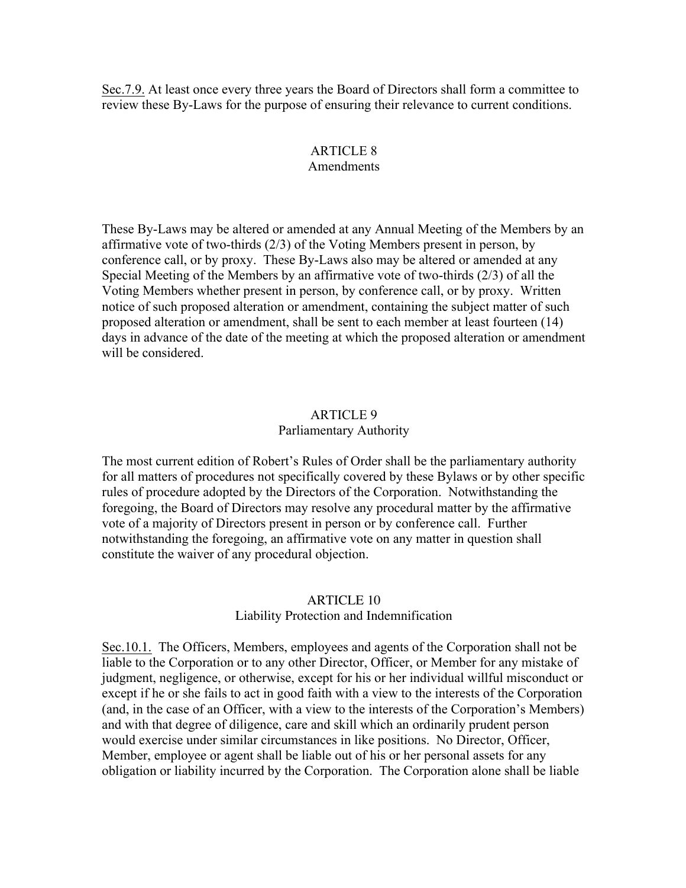Sec.7.9. At least once every three years the Board of Directors shall form a committee to review these By-Laws for the purpose of ensuring their relevance to current conditions.

## ARTICLE 8
### Amendments

These By-Laws may be altered or amended at any Annual Meeting of the Members by an affirmative vote of two-thirds (2/3) of the Voting Members present in person, by conference call, or by proxy. These By-Laws also may be altered or amended at any Special Meeting of the Members by an affirmative vote of two-thirds (2/3) of all the Voting Members whether present in person, by conference call, or by proxy. Written notice of such proposed alteration or amendment, containing the subject matter of such proposed alteration or amendment, shall be sent to each member at least fourteen (14) days in advance of the date of the meeting at which the proposed alteration or amendment will be considered.

## ARTICLE 9
### Parliamentary Authority

The most current edition of Robert's Rules of Order shall be the parliamentary authority for all matters of procedures not specifically covered by these Bylaws or by other specific rules of procedure adopted by the Directors of the Corporation. Notwithstanding the foregoing, the Board of Directors may resolve any procedural matter by the affirmative vote of a majority of Directors present in person or by conference call. Further notwithstanding the foregoing, an affirmative vote on any matter in question shall constitute the waiver of any procedural objection.

## ARTICLE 10
### Liability Protection and Indemnification

Sec.10.1. The Officers, Members, employees and agents of the Corporation shall not be liable to the Corporation or to any other Director, Officer, or Member for any mistake of judgment, negligence, or otherwise, except for his or her individual willful misconduct or except if he or she fails to act in good faith with a view to the interests of the Corporation (and, in the case of an Officer, with a view to the interests of the Corporation's Members) and with that degree of diligence, care and skill which an ordinarily prudent person would exercise under similar circumstances in like positions. No Director, Officer, Member, employee or agent shall be liable out of his or her personal assets for any obligation or liability incurred by the Corporation. The Corporation alone shall be liable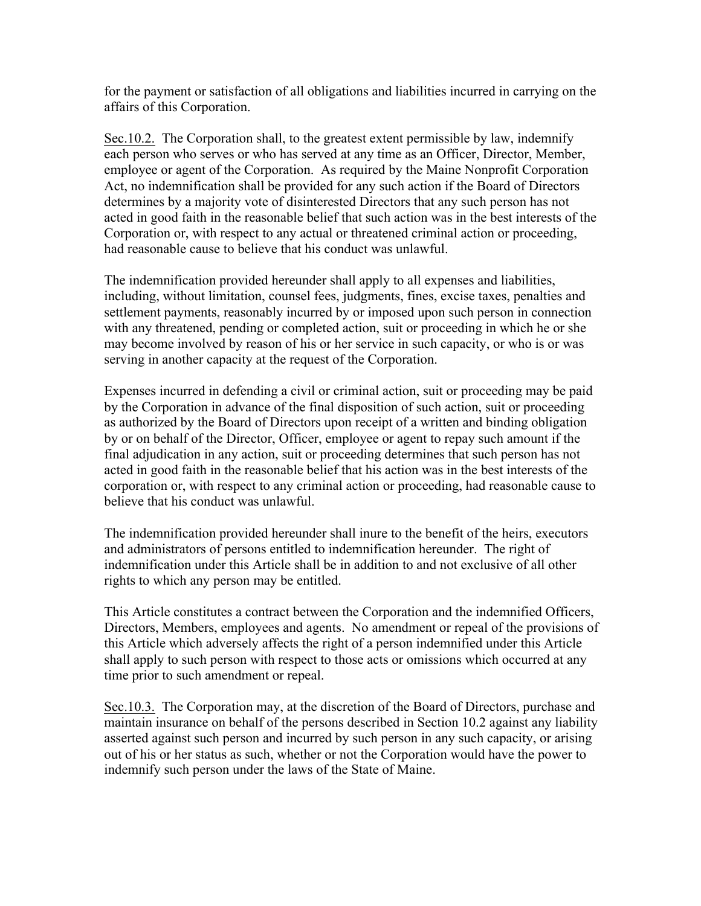for the payment or satisfaction of all obligations and liabilities incurred in carrying on the affairs of this Corporation.

<u>Sec.10.2.</u> The Corporation shall, to the greatest extent permissible by law, indemnify each person who serves or who has served at any time as an Officer, Director, Member, employee or agent of the Corporation. As required by the Maine Nonprofit Corporation Act, no indemnification shall be provided for any such action if the Board of Directors determines by a majority vote of disinterested Directors that any such person has not acted in good faith in the reasonable belief that such action was in the best interests of the Corporation or, with respect to any actual or threatened criminal action or proceeding, had reasonable cause to believe that his conduct was unlawful.

The indemnification provided hereunder shall apply to all expenses and liabilities, including, without limitation, counsel fees, judgments, fines, excise taxes, penalties and settlement payments, reasonably incurred by or imposed upon such person in connection with any threatened, pending or completed action, suit or proceeding in which he or she may become involved by reason of his or her service in such capacity, or who is or was serving in another capacity at the request of the Corporation.

Expenses incurred in defending a civil or criminal action, suit or proceeding may be paid by the Corporation in advance of the final disposition of such action, suit or proceeding as authorized by the Board of Directors upon receipt of a written and binding obligation by or on behalf of the Director, Officer, employee or agent to repay such amount if the final adjudication in any action, suit or proceeding determines that such person has not acted in good faith in the reasonable belief that his action was in the best interests of the corporation or, with respect to any criminal action or proceeding, had reasonable cause to believe that his conduct was unlawful.

The indemnification provided hereunder shall inure to the benefit of the heirs, executors and administrators of persons entitled to indemnification hereunder. The right of indemnification under this Article shall be in addition to and not exclusive of all other rights to which any person may be entitled.

This Article constitutes a contract between the Corporation and the indemnified Officers, Directors, Members, employees and agents. No amendment or repeal of the provisions of this Article which adversely affects the right of a person indemnified under this Article shall apply to such person with respect to those acts or omissions which occurred at any time prior to such amendment or repeal.

<u>Sec.10.3.</u> The Corporation may, at the discretion of the Board of Directors, purchase and maintain insurance on behalf of the persons described in Section 10.2 against any liability asserted against such person and incurred by such person in any such capacity, or arising out of his or her status as such, whether or not the Corporation would have the power to indemnify such person under the laws of the State of Maine.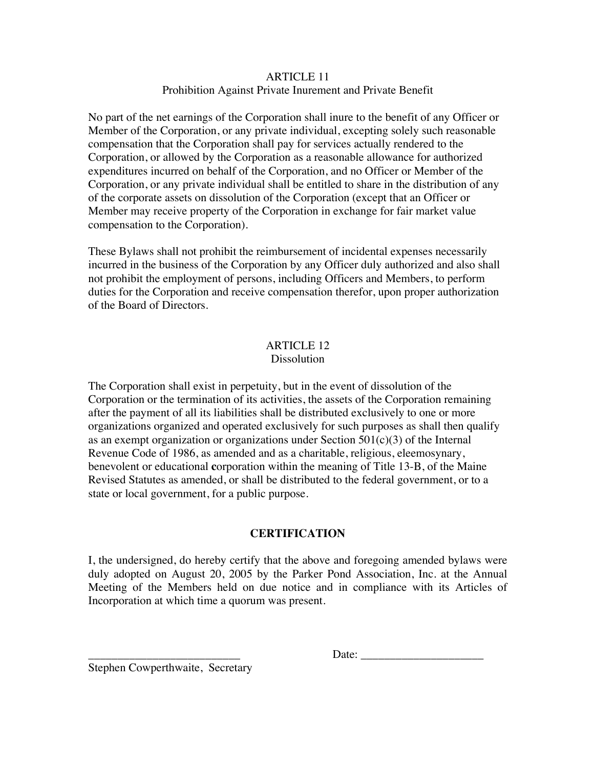## ARTICLE 11
### Prohibition Against Private Inurement and Private Benefit

No part of the net earnings of the Corporation shall inure to the benefit of any Officer or Member of the Corporation, or any private individual, excepting solely such reasonable compensation that the Corporation shall pay for services actually rendered to the Corporation, or allowed by the Corporation as a reasonable allowance for authorized expenditures incurred on behalf of the Corporation, and no Officer or Member of the Corporation, or any private individual shall be entitled to share in the distribution of any of the corporate assets on dissolution of the Corporation (except that an Officer or Member may receive property of the Corporation in exchange for fair market value compensation to the Corporation).

These Bylaws shall not prohibit the reimbursement of incidental expenses necessarily incurred in the business of the Corporation by any Officer duly authorized and also shall not prohibit the employment of persons, including Officers and Members, to perform duties for the Corporation and receive compensation therefor, upon proper authorization of the Board of Directors.

## ARTICLE 12
### Dissolution

The Corporation shall exist in perpetuity, but in the event of dissolution of the Corporation or the termination of its activities, the assets of the Corporation remaining after the payment of all its liabilities shall be distributed exclusively to one or more organizations organized and operated exclusively for such purposes as shall then qualify as an exempt organization or organizations under Section 501(c)(3) of the Internal Revenue Code of 1986, as amended and as a charitable, religious, eleemosynary, benevolent or educational **c**orporation within the meaning of Title 13-B, of the Maine Revised Statutes as amended, or shall be distributed to the federal government, or to a state or local government, for a public purpose.

## CERTIFICATION

I, the undersigned, do hereby certify that the above and foregoing amended bylaws were duly adopted on August 20, 2005 by the Parker Pond Association, Inc. at the Annual Meeting of the Members held on due notice and in compliance with its Articles of Incorporation at which time a quorum was present.

___________________________ Date: _____________________

Stephen Cowperthwaite, Secretary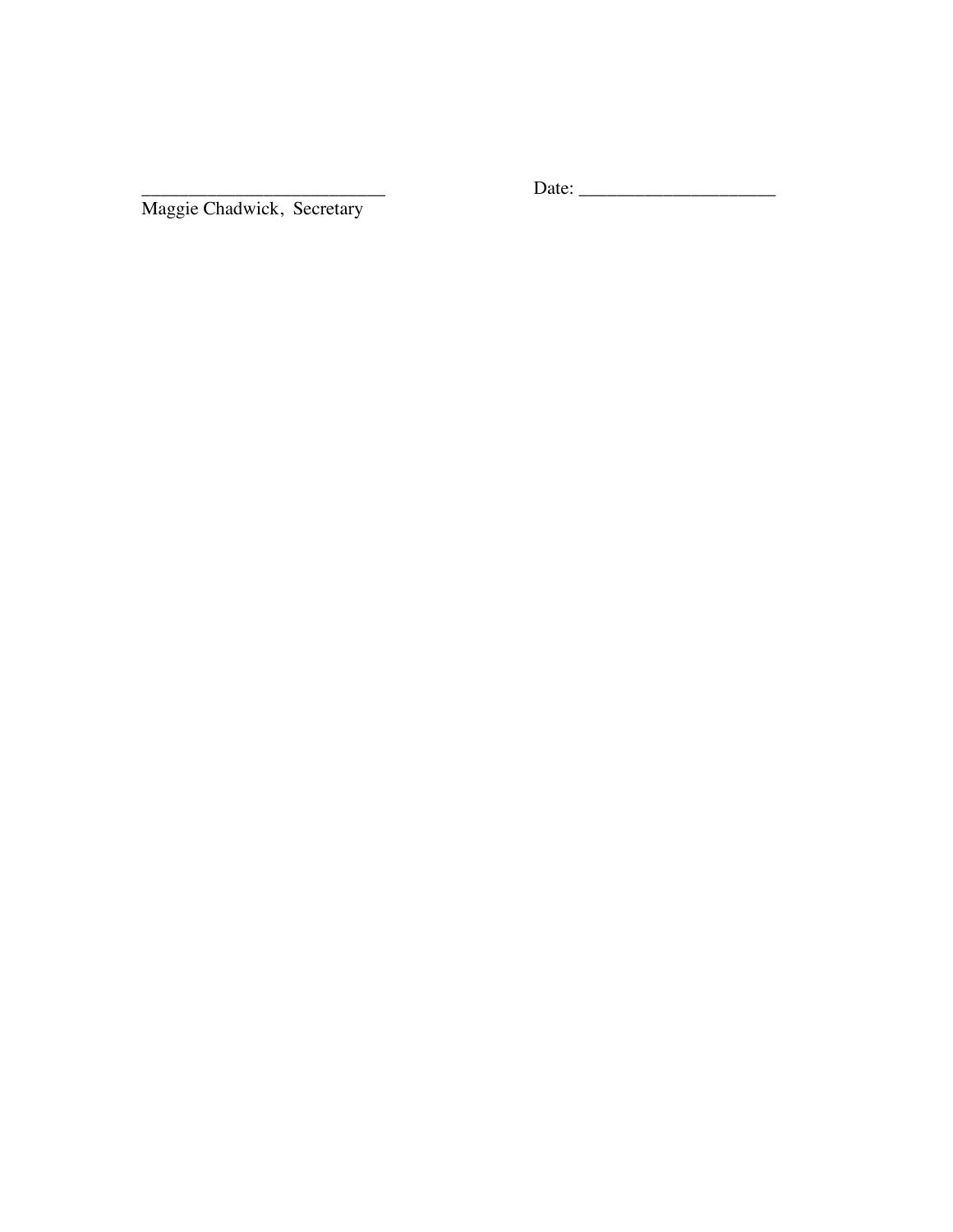___________________________ Date: _____________________

Maggie Chadwick，Secretary